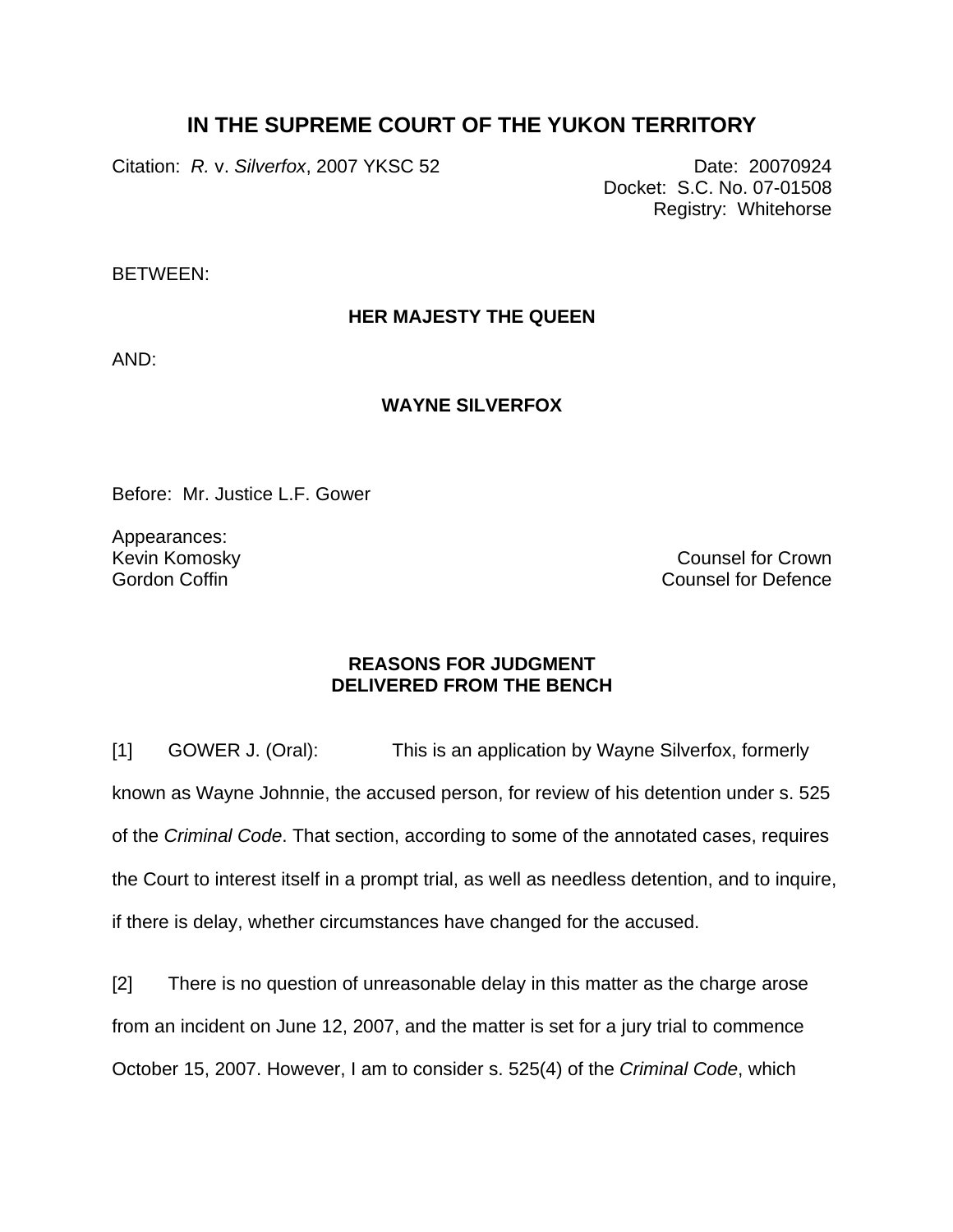# IN THE SUPREME COURT OF THE YUKON TERRITORY

Citation: *R.* v. *Silverfox*, 2007 YKSC 52

Date: 20070924
Docket: S.C. No. 07-01508
Registry: Whitehorse

BETWEEN:

**HER MAJESTY THE QUEEN**

AND:

**WAYNE SILVERFOX**

Before: Mr. Justice L.F. Gower

Appearances:

Kevin Komosky — Counsel for Crown
Gordon Coffin — Counsel for Defence

**REASONS FOR JUDGMENT
DELIVERED FROM THE BENCH**

[1] GOWER J. (Oral): This is an application by Wayne Silverfox, formerly known as Wayne Johnnie, the accused person, for review of his detention under s. 525 of the *Criminal Code*. That section, according to some of the annotated cases, requires the Court to interest itself in a prompt trial, as well as needless detention, and to inquire, if there is delay, whether circumstances have changed for the accused.

[2] There is no question of unreasonable delay in this matter as the charge arose from an incident on June 12, 2007, and the matter is set for a jury trial to commence October 15, 2007. However, I am to consider s. 525(4) of the *Criminal Code*, which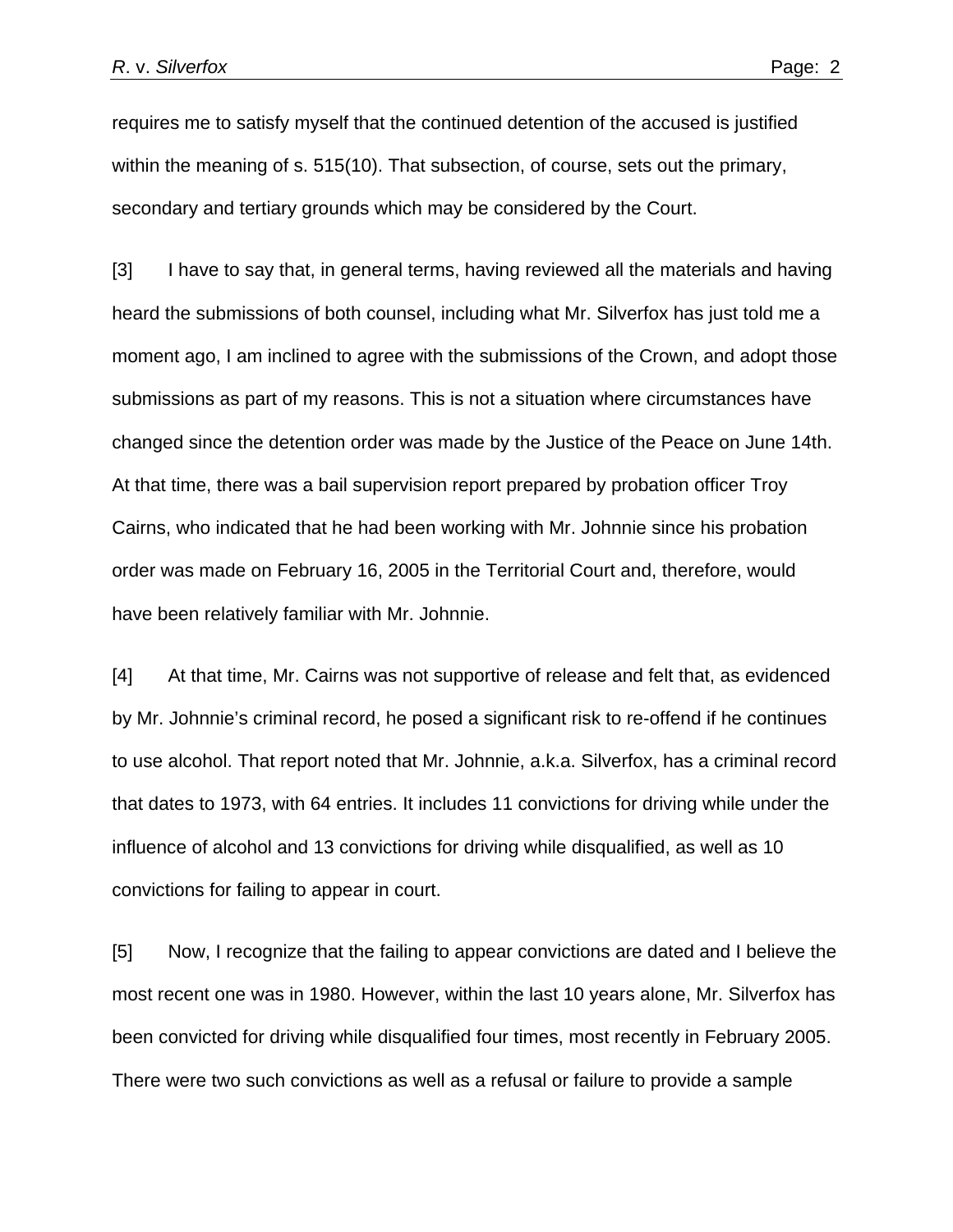requires me to satisfy myself that the continued detention of the accused is justified within the meaning of s. 515(10). That subsection, of course, sets out the primary, secondary and tertiary grounds which may be considered by the Court.

[3] I have to say that, in general terms, having reviewed all the materials and having heard the submissions of both counsel, including what Mr. Silverfox has just told me a moment ago, I am inclined to agree with the submissions of the Crown, and adopt those submissions as part of my reasons. This is not a situation where circumstances have changed since the detention order was made by the Justice of the Peace on June 14th. At that time, there was a bail supervision report prepared by probation officer Troy Cairns, who indicated that he had been working with Mr. Johnnie since his probation order was made on February 16, 2005 in the Territorial Court and, therefore, would have been relatively familiar with Mr. Johnnie.

[4] At that time, Mr. Cairns was not supportive of release and felt that, as evidenced by Mr. Johnnie's criminal record, he posed a significant risk to re-offend if he continues to use alcohol. That report noted that Mr. Johnnie, a.k.a. Silverfox, has a criminal record that dates to 1973, with 64 entries. It includes 11 convictions for driving while under the influence of alcohol and 13 convictions for driving while disqualified, as well as 10 convictions for failing to appear in court.

[5] Now, I recognize that the failing to appear convictions are dated and I believe the most recent one was in 1980. However, within the last 10 years alone, Mr. Silverfox has been convicted for driving while disqualified four times, most recently in February 2005. There were two such convictions as well as a refusal or failure to provide a sample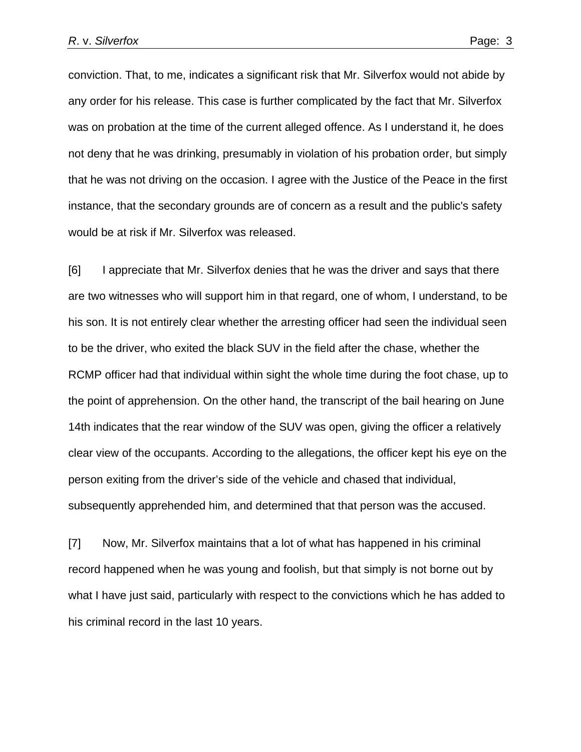conviction. That, to me, indicates a significant risk that Mr. Silverfox would not abide by any order for his release. This case is further complicated by the fact that Mr. Silverfox was on probation at the time of the current alleged offence. As I understand it, he does not deny that he was drinking, presumably in violation of his probation order, but simply that he was not driving on the occasion. I agree with the Justice of the Peace in the first instance, that the secondary grounds are of concern as a result and the public's safety would be at risk if Mr. Silverfox was released.

[6] I appreciate that Mr. Silverfox denies that he was the driver and says that there are two witnesses who will support him in that regard, one of whom, I understand, to be his son. It is not entirely clear whether the arresting officer had seen the individual seen to be the driver, who exited the black SUV in the field after the chase, whether the RCMP officer had that individual within sight the whole time during the foot chase, up to the point of apprehension. On the other hand, the transcript of the bail hearing on June 14th indicates that the rear window of the SUV was open, giving the officer a relatively clear view of the occupants. According to the allegations, the officer kept his eye on the person exiting from the driver's side of the vehicle and chased that individual, subsequently apprehended him, and determined that that person was the accused.

[7] Now, Mr. Silverfox maintains that a lot of what has happened in his criminal record happened when he was young and foolish, but that simply is not borne out by what I have just said, particularly with respect to the convictions which he has added to his criminal record in the last 10 years.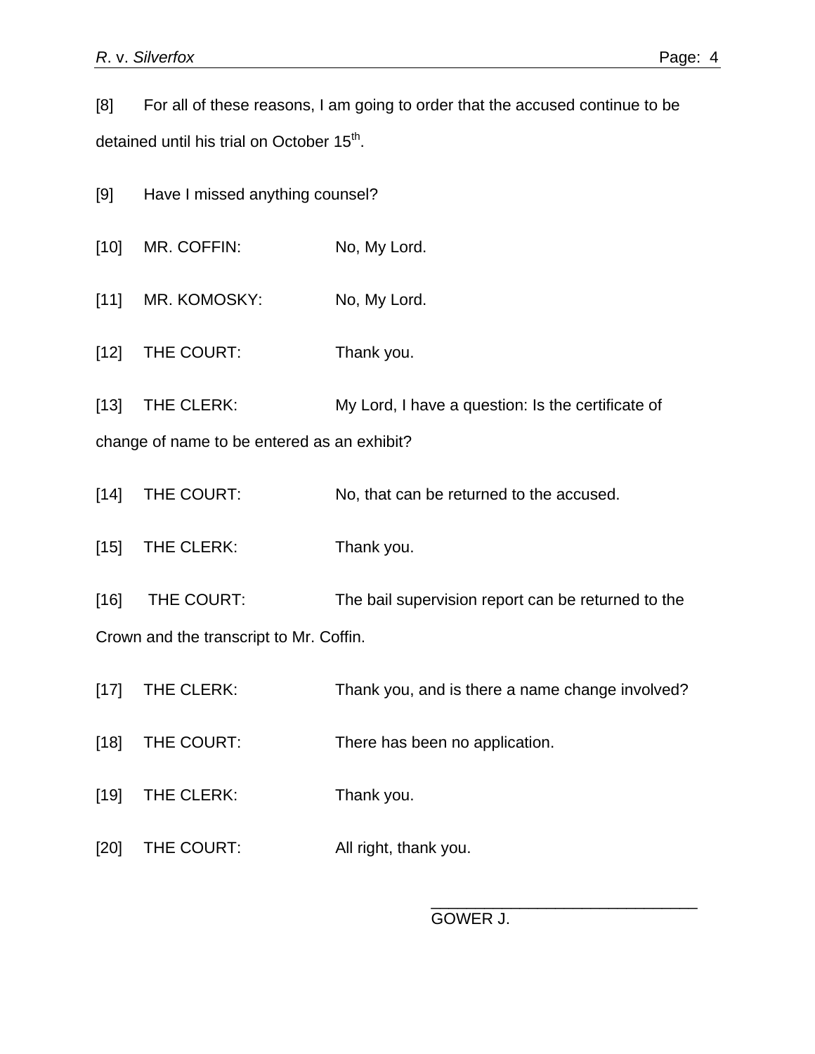[8] For all of these reasons, I am going to order that the accused continue to be detained until his trial on October 15th.

[9] Have I missed anything counsel?

[10] MR. COFFIN: No, My Lord.

[11] MR. KOMOSKY: No, My Lord.

[12] THE COURT: Thank you.

[13] THE CLERK: My Lord, I have a question: Is the certificate of change of name to be entered as an exhibit?

[14] THE COURT: No, that can be returned to the accused.

[15] THE CLERK: Thank you.

[16] THE COURT: The bail supervision report can be returned to the Crown and the transcript to Mr. Coffin.

[17] THE CLERK: Thank you, and is there a name change involved?

[18] THE COURT: There has been no application.

[19] THE CLERK: Thank you.

[20] THE COURT: All right, thank you.

______________________________

GOWER J.